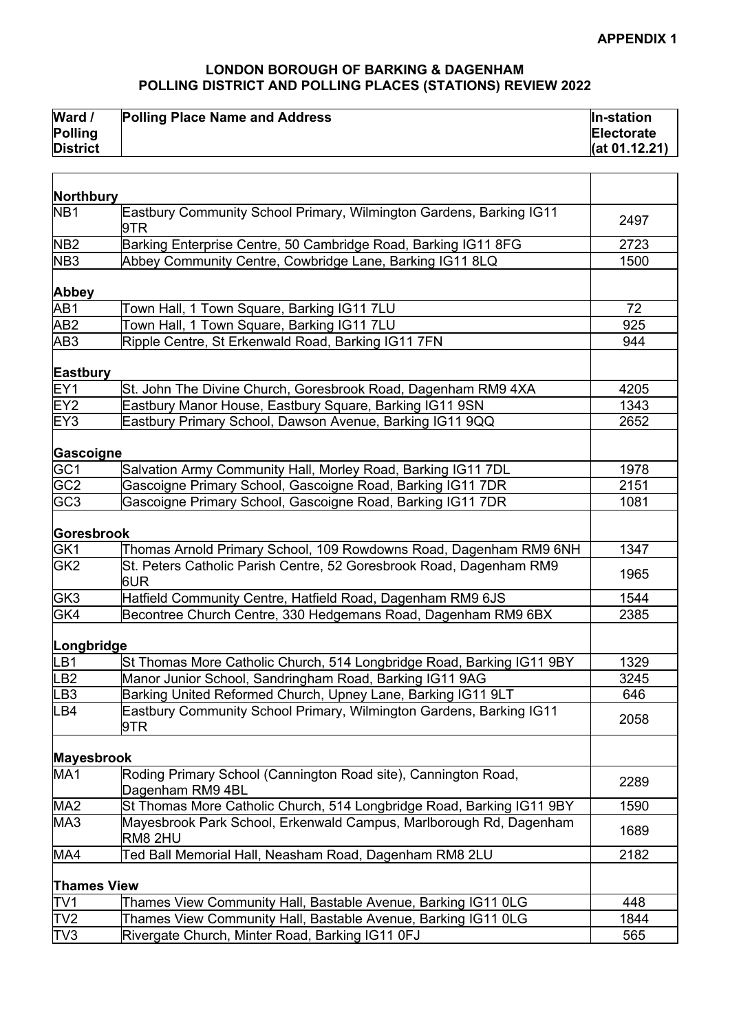**APPENDIX 1**

# LONDON BOROUGH OF BARKING & DAGENHAM
## POLLING DISTRICT AND POLLING PLACES (STATIONS) REVIEW 2022

| Ward / Polling District | Polling Place Name and Address | In-station Electorate (at 01.12.21) |
|---|---|---|
| **Northbury** | | |
| NB1 | Eastbury Community School Primary, Wilmington Gardens, Barking IG11 9TR | 2497 |
| NB2 | Barking Enterprise Centre, 50 Cambridge Road, Barking IG11 8FG | 2723 |
| NB3 | Abbey Community Centre, Cowbridge Lane, Barking IG11 8LQ | 1500 |
| **Abbey** | | |
| AB1 | Town Hall, 1 Town Square, Barking IG11 7LU | 72 |
| AB2 | Town Hall, 1 Town Square, Barking IG11 7LU | 925 |
| AB3 | Ripple Centre, St Erkenwald Road, Barking IG11 7FN | 944 |
| **Eastbury** | | |
| EY1 | St. John The Divine Church, Goresbrook Road, Dagenham RM9 4XA | 4205 |
| EY2 | Eastbury Manor House, Eastbury Square, Barking IG11 9SN | 1343 |
| EY3 | Eastbury Primary School, Dawson Avenue, Barking IG11 9QQ | 2652 |
| **Gascoigne** | | |
| GC1 | Salvation Army Community Hall, Morley Road, Barking IG11 7DL | 1978 |
| GC2 | Gascoigne Primary School, Gascoigne Road, Barking IG11 7DR | 2151 |
| GC3 | Gascoigne Primary School, Gascoigne Road, Barking IG11 7DR | 1081 |
| **Goresbrook** | | |
| GK1 | Thomas Arnold Primary School, 109 Rowdowns Road, Dagenham RM9 6NH | 1347 |
| GK2 | St. Peters Catholic Parish Centre, 52 Goresbrook Road, Dagenham RM9 6UR | 1965 |
| GK3 | Hatfield Community Centre, Hatfield Road, Dagenham RM9 6JS | 1544 |
| GK4 | Becontree Church Centre, 330 Hedgemans Road, Dagenham RM9 6BX | 2385 |
| **Longbridge** | | |
| LB1 | St Thomas More Catholic Church, 514 Longbridge Road, Barking IG11 9BY | 1329 |
| LB2 | Manor Junior School, Sandringham Road, Barking IG11 9AG | 3245 |
| LB3 | Barking United Reformed Church, Upney Lane, Barking IG11 9LT | 646 |
| LB4 | Eastbury Community School Primary, Wilmington Gardens, Barking IG11 9TR | 2058 |
| **Mayesbrook** | | |
| MA1 | Roding Primary School (Cannington Road site), Cannington Road, Dagenham RM9 4BL | 2289 |
| MA2 | St Thomas More Catholic Church, 514 Longbridge Road, Barking IG11 9BY | 1590 |
| MA3 | Mayesbrook Park School, Erkenwald Campus, Marlborough Rd, Dagenham RM8 2HU | 1689 |
| MA4 | Ted Ball Memorial Hall, Neasham Road, Dagenham RM8 2LU | 2182 |
| **Thames View** | | |
| TV1 | Thames View Community Hall, Bastable Avenue, Barking IG11 0LG | 448 |
| TV2 | Thames View Community Hall, Bastable Avenue, Barking IG11 0LG | 1844 |
| TV3 | Rivergate Church, Minter Road, Barking IG11 0FJ | 565 |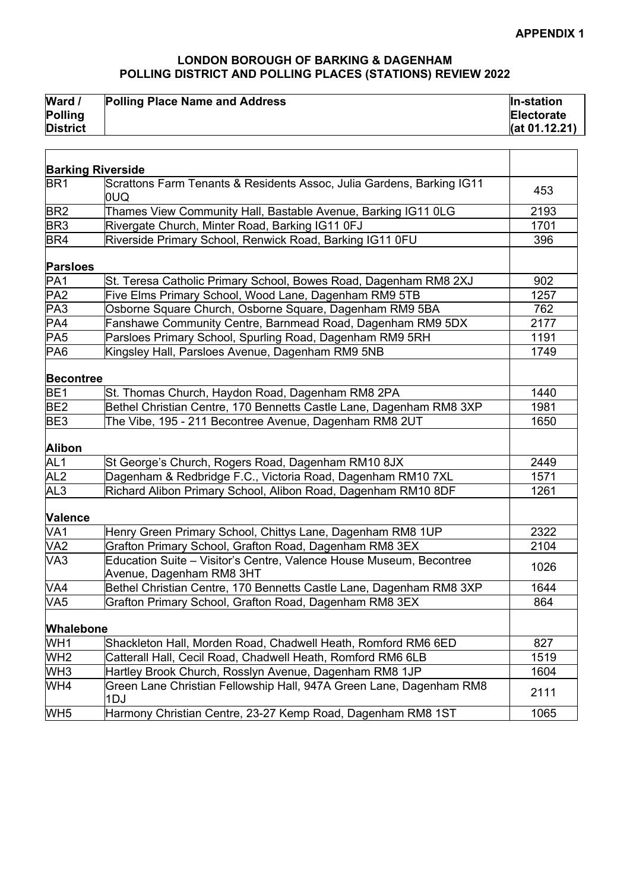**APPENDIX 1**

**LONDON BOROUGH OF BARKING & DAGENHAM**
**POLLING DISTRICT AND POLLING PLACES (STATIONS) REVIEW 2022**

| Ward / Polling District | Polling Place Name and Address | In-station Electorate (at 01.12.21) |
|---|---|---|
| **Barking Riverside** | | |
| BR1 | Scrattons Farm Tenants & Residents Assoc, Julia Gardens, Barking IG11 0UQ | 453 |
| BR2 | Thames View Community Hall, Bastable Avenue, Barking IG11 0LG | 2193 |
| BR3 | Rivergate Church, Minter Road, Barking IG11 0FJ | 1701 |
| BR4 | Riverside Primary School, Renwick Road, Barking IG11 0FU | 396 |
| **Parsloes** | | |
| PA1 | St. Teresa Catholic Primary School, Bowes Road, Dagenham RM8 2XJ | 902 |
| PA2 | Five Elms Primary School, Wood Lane, Dagenham RM9 5TB | 1257 |
| PA3 | Osborne Square Church, Osborne Square, Dagenham RM9 5BA | 762 |
| PA4 | Fanshawe Community Centre, Barnmead Road, Dagenham RM9 5DX | 2177 |
| PA5 | Parsloes Primary School, Spurling Road, Dagenham RM9 5RH | 1191 |
| PA6 | Kingsley Hall, Parsloes Avenue, Dagenham RM9 5NB | 1749 |
| **Becontree** | | |
| BE1 | St. Thomas Church, Haydon Road, Dagenham RM8 2PA | 1440 |
| BE2 | Bethel Christian Centre, 170 Bennetts Castle Lane, Dagenham RM8 3XP | 1981 |
| BE3 | The Vibe, 195 - 211 Becontree Avenue, Dagenham RM8 2UT | 1650 |
| **Alibon** | | |
| AL1 | St George's Church, Rogers Road, Dagenham RM10 8JX | 2449 |
| AL2 | Dagenham & Redbridge F.C., Victoria Road, Dagenham RM10 7XL | 1571 |
| AL3 | Richard Alibon Primary School, Alibon Road, Dagenham RM10 8DF | 1261 |
| **Valence** | | |
| VA1 | Henry Green Primary School, Chittys Lane, Dagenham RM8 1UP | 2322 |
| VA2 | Grafton Primary School, Grafton Road, Dagenham RM8 3EX | 2104 |
| VA3 | Education Suite – Visitor's Centre, Valence House Museum, Becontree Avenue, Dagenham RM8 3HT | 1026 |
| VA4 | Bethel Christian Centre, 170 Bennetts Castle Lane, Dagenham RM8 3XP | 1644 |
| VA5 | Grafton Primary School, Grafton Road, Dagenham RM8 3EX | 864 |
| **Whalebone** | | |
| WH1 | Shackleton Hall, Morden Road, Chadwell Heath, Romford RM6 6ED | 827 |
| WH2 | Catterall Hall, Cecil Road, Chadwell Heath, Romford RM6 6LB | 1519 |
| WH3 | Hartley Brook Church, Rosslyn Avenue, Dagenham RM8 1JP | 1604 |
| WH4 | Green Lane Christian Fellowship Hall, 947A Green Lane, Dagenham RM8 1DJ | 2111 |
| WH5 | Harmony Christian Centre, 23-27 Kemp Road, Dagenham RM8 1ST | 1065 |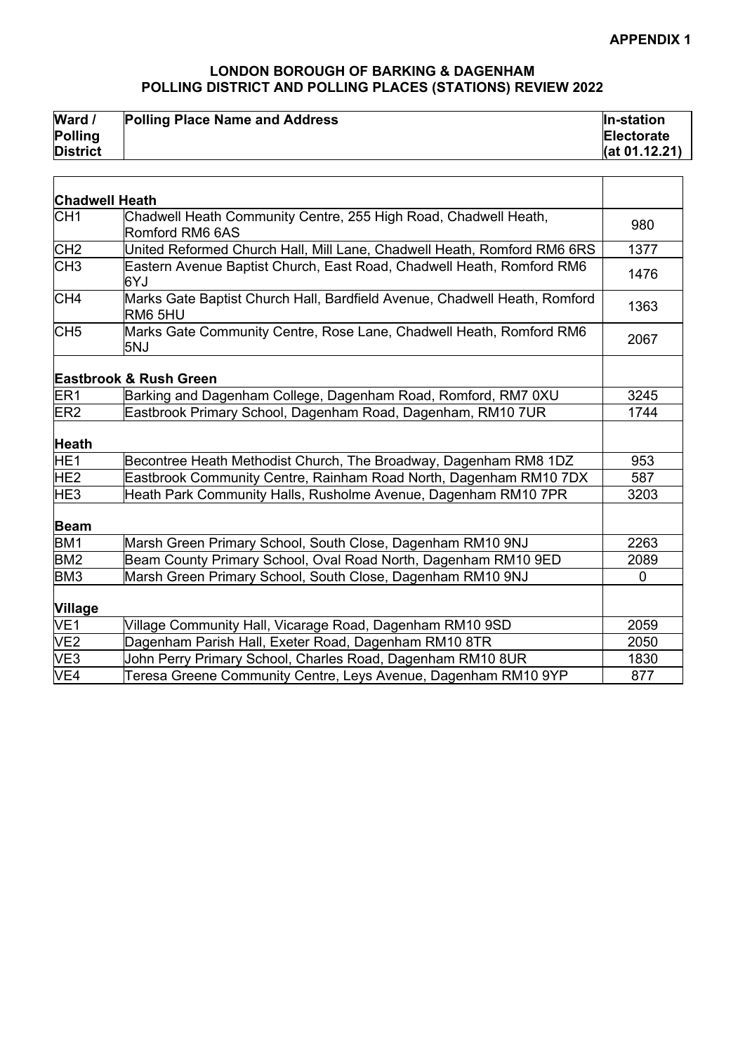**APPENDIX 1**

## LONDON BOROUGH OF BARKING & DAGENHAM
## POLLING DISTRICT AND POLLING PLACES (STATIONS) REVIEW 2022

| Ward / Polling District | Polling Place Name and Address | In-station Electorate (at 01.12.21) |
|---|---|---|
| **Chadwell Heath** | | |
| CH1 | Chadwell Heath Community Centre, 255 High Road, Chadwell Heath, Romford RM6 6AS | 980 |
| CH2 | United Reformed Church Hall, Mill Lane, Chadwell Heath, Romford RM6 6RS | 1377 |
| CH3 | Eastern Avenue Baptist Church, East Road, Chadwell Heath, Romford RM6 6YJ | 1476 |
| CH4 | Marks Gate Baptist Church Hall, Bardfield Avenue, Chadwell Heath, Romford RM6 5HU | 1363 |
| CH5 | Marks Gate Community Centre, Rose Lane, Chadwell Heath, Romford RM6 5NJ | 2067 |
| **Eastbrook & Rush Green** | | |
| ER1 | Barking and Dagenham College, Dagenham Road, Romford, RM7 0XU | 3245 |
| ER2 | Eastbrook Primary School, Dagenham Road, Dagenham, RM10 7UR | 1744 |
| **Heath** | | |
| HE1 | Becontree Heath Methodist Church, The Broadway, Dagenham RM8 1DZ | 953 |
| HE2 | Eastbrook Community Centre, Rainham Road North, Dagenham RM10 7DX | 587 |
| HE3 | Heath Park Community Halls, Rusholme Avenue, Dagenham RM10 7PR | 3203 |
| **Beam** | | |
| BM1 | Marsh Green Primary School, South Close, Dagenham RM10 9NJ | 2263 |
| BM2 | Beam County Primary School, Oval Road North, Dagenham RM10 9ED | 2089 |
| BM3 | Marsh Green Primary School, South Close, Dagenham RM10 9NJ | 0 |
| **Village** | | |
| VE1 | Village Community Hall, Vicarage Road, Dagenham RM10 9SD | 2059 |
| VE2 | Dagenham Parish Hall, Exeter Road, Dagenham RM10 8TR | 2050 |
| VE3 | John Perry Primary School, Charles Road, Dagenham RM10 8UR | 1830 |
| VE4 | Teresa Greene Community Centre, Leys Avenue, Dagenham RM10 9YP | 877 |